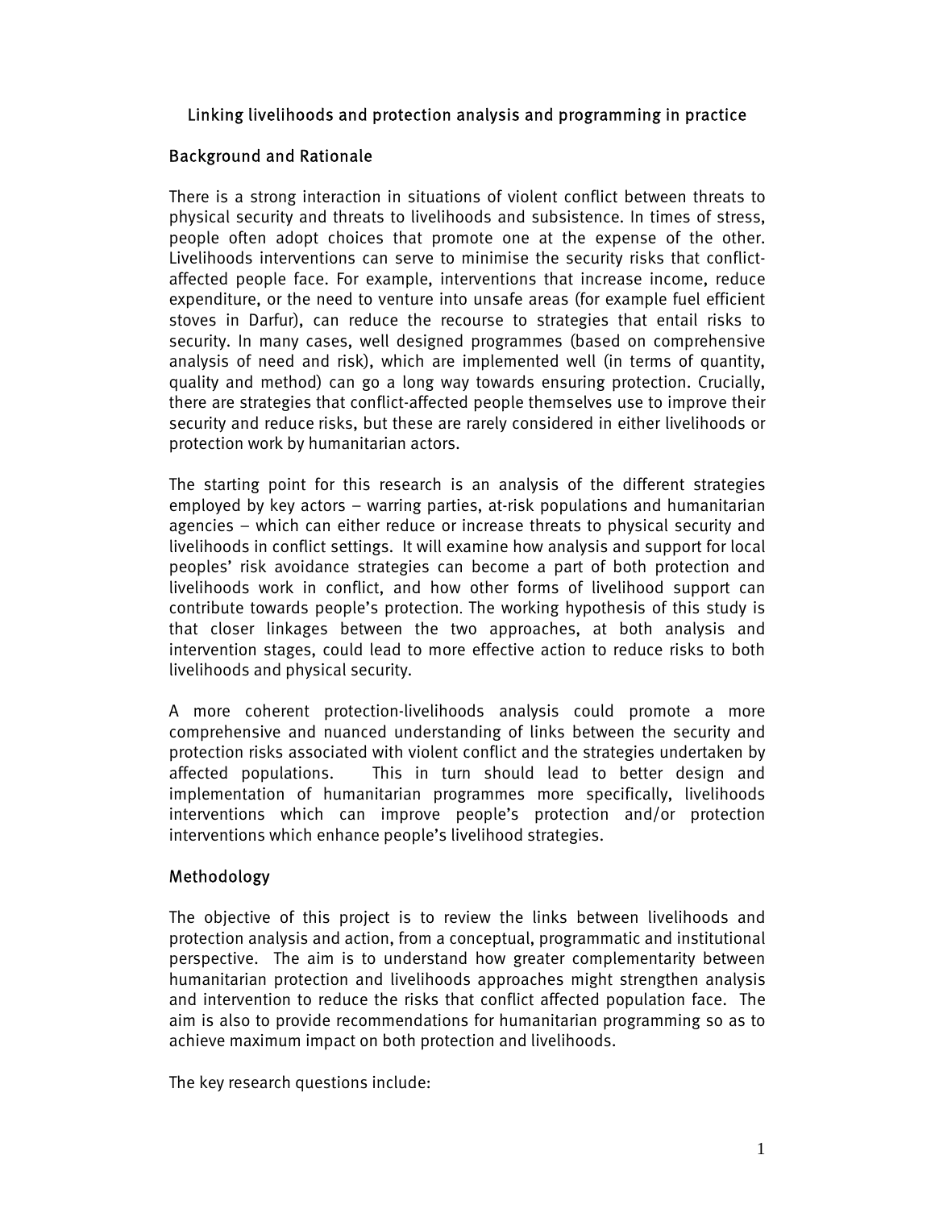# Linking livelihoods and protection analysis and programming in practice

## Background and Rationale

There is a strong interaction in situations of violent conflict between threats to physical security and threats to livelihoods and subsistence. In times of stress, people often adopt choices that promote one at the expense of the other. Livelihoods interventions can serve to minimise the security risks that conflict-affected people face. For example, interventions that increase income, reduce expenditure, or the need to venture into unsafe areas (for example fuel efficient stoves in Darfur), can reduce the recourse to strategies that entail risks to security. In many cases, well designed programmes (based on comprehensive analysis of need and risk), which are implemented well (in terms of quantity, quality and method) can go a long way towards ensuring protection. Crucially, there are strategies that conflict-affected people themselves use to improve their security and reduce risks, but these are rarely considered in either livelihoods or protection work by humanitarian actors.

The starting point for this research is an analysis of the different strategies employed by key actors – warring parties, at-risk populations and humanitarian agencies – which can either reduce or increase threats to physical security and livelihoods in conflict settings. It will examine how analysis and support for local peoples' risk avoidance strategies can become a part of both protection and livelihoods work in conflict, and how other forms of livelihood support can contribute towards people's protection. The working hypothesis of this study is that closer linkages between the two approaches, at both analysis and intervention stages, could lead to more effective action to reduce risks to both livelihoods and physical security.

A more coherent protection-livelihoods analysis could promote a more comprehensive and nuanced understanding of links between the security and protection risks associated with violent conflict and the strategies undertaken by affected populations. This in turn should lead to better design and implementation of humanitarian programmes more specifically, livelihoods interventions which can improve people's protection and/or protection interventions which enhance people's livelihood strategies.

## Methodology

The objective of this project is to review the links between livelihoods and protection analysis and action, from a conceptual, programmatic and institutional perspective. The aim is to understand how greater complementarity between humanitarian protection and livelihoods approaches might strengthen analysis and intervention to reduce the risks that conflict affected population face. The aim is also to provide recommendations for humanitarian programming so as to achieve maximum impact on both protection and livelihoods.

The key research questions include: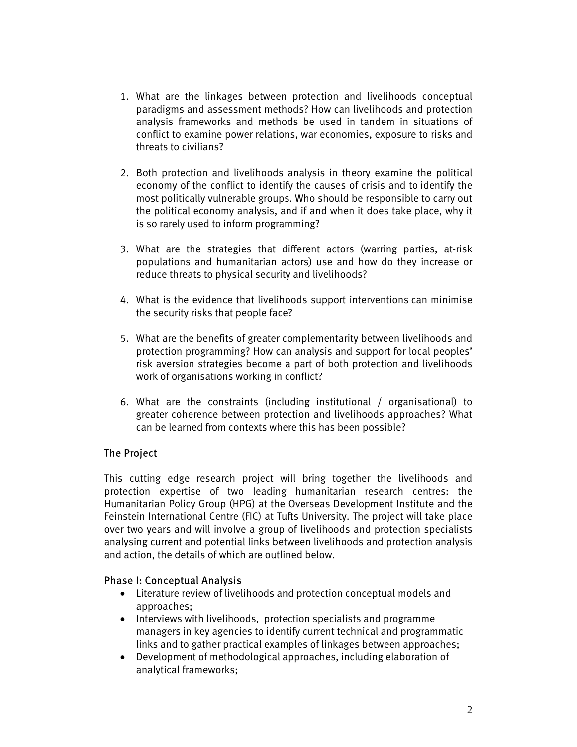1. What are the linkages between protection and livelihoods conceptual paradigms and assessment methods? How can livelihoods and protection analysis frameworks and methods be used in tandem in situations of conflict to examine power relations, war economies, exposure to risks and threats to civilians?

2. Both protection and livelihoods analysis in theory examine the political economy of the conflict to identify the causes of crisis and to identify the most politically vulnerable groups. Who should be responsible to carry out the political economy analysis, and if and when it does take place, why it is so rarely used to inform programming?

3. What are the strategies that different actors (warring parties, at-risk populations and humanitarian actors) use and how do they increase or reduce threats to physical security and livelihoods?

4. What is the evidence that livelihoods support interventions can minimise the security risks that people face?

5. What are the benefits of greater complementarity between livelihoods and protection programming? How can analysis and support for local peoples' risk aversion strategies become a part of both protection and livelihoods work of organisations working in conflict?

6. What are the constraints (including institutional / organisational) to greater coherence between protection and livelihoods approaches? What can be learned from contexts where this has been possible?

## The Project

This cutting edge research project will bring together the livelihoods and protection expertise of two leading humanitarian research centres: the Humanitarian Policy Group (HPG) at the Overseas Development Institute and the Feinstein International Centre (FIC) at Tufts University. The project will take place over two years and will involve a group of livelihoods and protection specialists analysing current and potential links between livelihoods and protection analysis and action, the details of which are outlined below.

### Phase I: Conceptual Analysis

- Literature review of livelihoods and protection conceptual models and approaches;
- Interviews with livelihoods, protection specialists and programme managers in key agencies to identify current technical and programmatic links and to gather practical examples of linkages between approaches;
- Development of methodological approaches, including elaboration of analytical frameworks;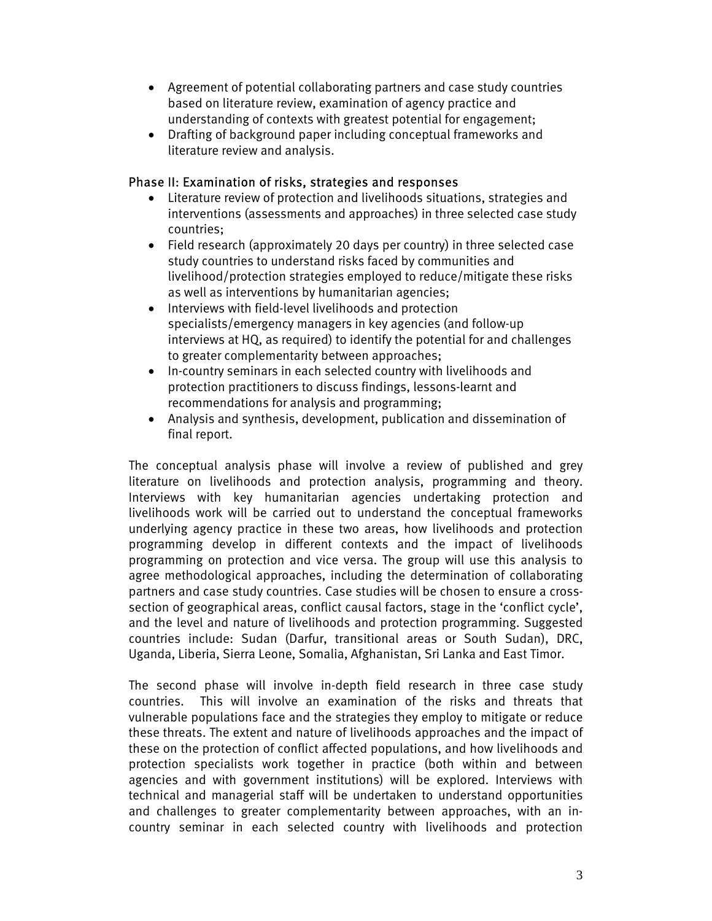- Agreement of potential collaborating partners and case study countries based on literature review, examination of agency practice and understanding of contexts with greatest potential for engagement;
- Drafting of background paper including conceptual frameworks and literature review and analysis.

### Phase II: Examination of risks, strategies and responses

- Literature review of protection and livelihoods situations, strategies and interventions (assessments and approaches) in three selected case study countries;
- Field research (approximately 20 days per country) in three selected case study countries to understand risks faced by communities and livelihood/protection strategies employed to reduce/mitigate these risks as well as interventions by humanitarian agencies;
- Interviews with field-level livelihoods and protection specialists/emergency managers in key agencies (and follow-up interviews at HQ, as required) to identify the potential for and challenges to greater complementarity between approaches;
- In-country seminars in each selected country with livelihoods and protection practitioners to discuss findings, lessons-learnt and recommendations for analysis and programming;
- Analysis and synthesis, development, publication and dissemination of final report.

The conceptual analysis phase will involve a review of published and grey literature on livelihoods and protection analysis, programming and theory. Interviews with key humanitarian agencies undertaking protection and livelihoods work will be carried out to understand the conceptual frameworks underlying agency practice in these two areas, how livelihoods and protection programming develop in different contexts and the impact of livelihoods programming on protection and vice versa. The group will use this analysis to agree methodological approaches, including the determination of collaborating partners and case study countries. Case studies will be chosen to ensure a cross-section of geographical areas, conflict causal factors, stage in the 'conflict cycle', and the level and nature of livelihoods and protection programming. Suggested countries include: Sudan (Darfur, transitional areas or South Sudan), DRC, Uganda, Liberia, Sierra Leone, Somalia, Afghanistan, Sri Lanka and East Timor.

The second phase will involve in-depth field research in three case study countries. This will involve an examination of the risks and threats that vulnerable populations face and the strategies they employ to mitigate or reduce these threats. The extent and nature of livelihoods approaches and the impact of these on the protection of conflict affected populations, and how livelihoods and protection specialists work together in practice (both within and between agencies and with government institutions) will be explored. Interviews with technical and managerial staff will be undertaken to understand opportunities and challenges to greater complementarity between approaches, with an in-country seminar in each selected country with livelihoods and protection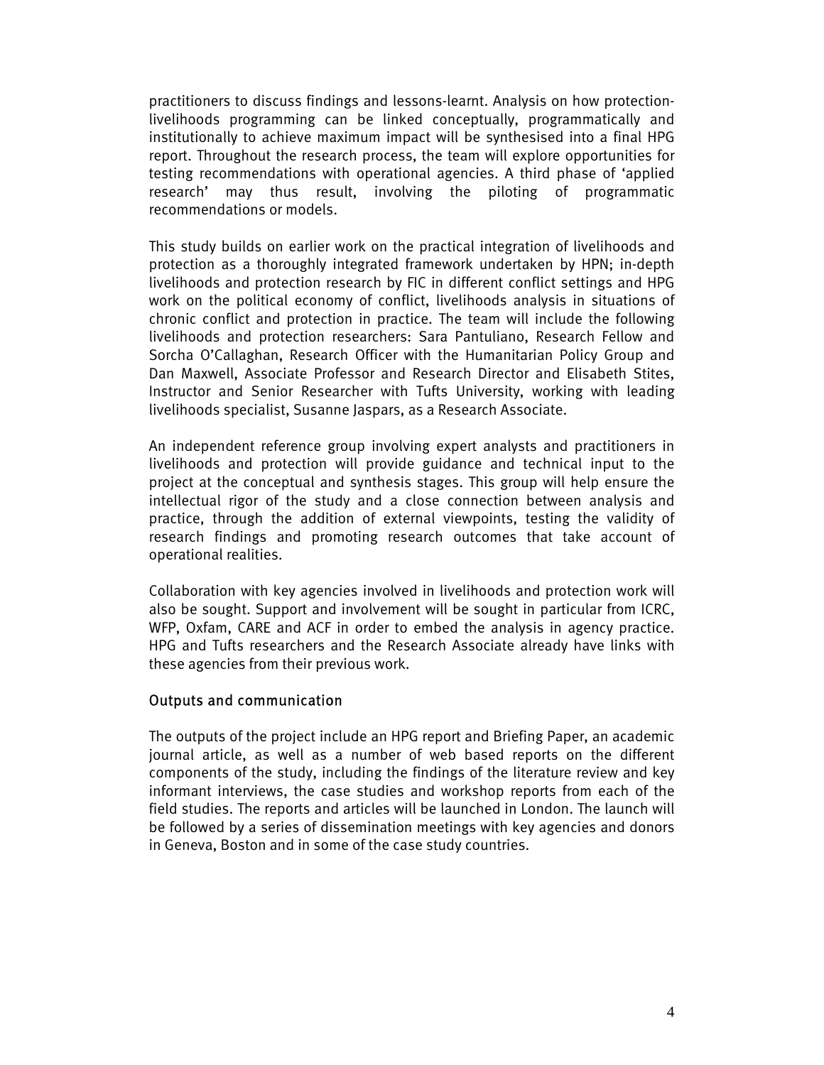practitioners to discuss findings and lessons-learnt. Analysis on how protection-livelihoods programming can be linked conceptually, programmatically and institutionally to achieve maximum impact will be synthesised into a final HPG report. Throughout the research process, the team will explore opportunities for testing recommendations with operational agencies. A third phase of 'applied research' may thus result, involving the piloting of programmatic recommendations or models.

This study builds on earlier work on the practical integration of livelihoods and protection as a thoroughly integrated framework undertaken by HPN; in-depth livelihoods and protection research by FIC in different conflict settings and HPG work on the political economy of conflict, livelihoods analysis in situations of chronic conflict and protection in practice. The team will include the following livelihoods and protection researchers: Sara Pantuliano, Research Fellow and Sorcha O'Callaghan, Research Officer with the Humanitarian Policy Group and Dan Maxwell, Associate Professor and Research Director and Elisabeth Stites, Instructor and Senior Researcher with Tufts University, working with leading livelihoods specialist, Susanne Jaspars, as a Research Associate.

An independent reference group involving expert analysts and practitioners in livelihoods and protection will provide guidance and technical input to the project at the conceptual and synthesis stages. This group will help ensure the intellectual rigor of the study and a close connection between analysis and practice, through the addition of external viewpoints, testing the validity of research findings and promoting research outcomes that take account of operational realities.

Collaboration with key agencies involved in livelihoods and protection work will also be sought. Support and involvement will be sought in particular from ICRC, WFP, Oxfam, CARE and ACF in order to embed the analysis in agency practice. HPG and Tufts researchers and the Research Associate already have links with these agencies from their previous work.

## Outputs and communication

The outputs of the project include an HPG report and Briefing Paper, an academic journal article, as well as a number of web based reports on the different components of the study, including the findings of the literature review and key informant interviews, the case studies and workshop reports from each of the field studies. The reports and articles will be launched in London. The launch will be followed by a series of dissemination meetings with key agencies and donors in Geneva, Boston and in some of the case study countries.